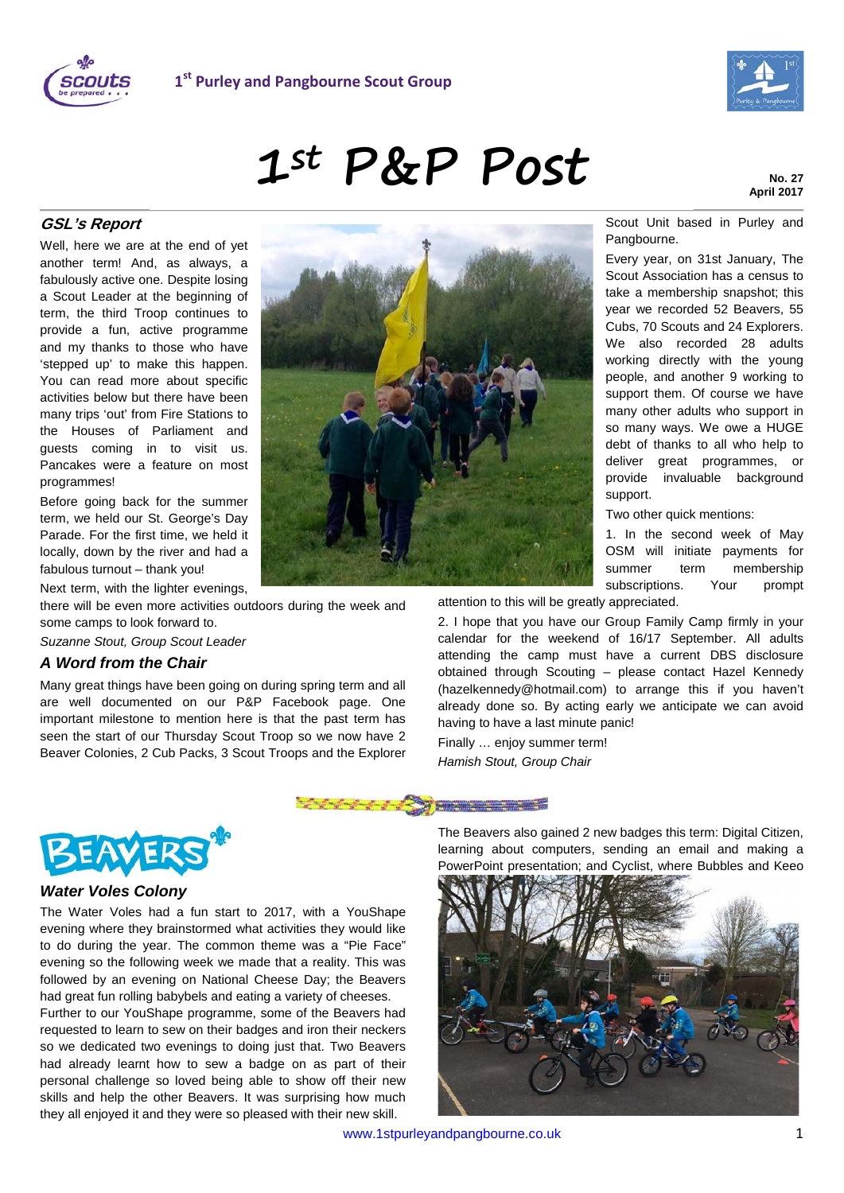1[st] Purley and Pangbourne Scout Group

# 1[st] P&P Post

**No. 27**
**April 2017**

## *GSL's Report*

Well, here we are at the end of yet another term! And, as always, a fabulously active one. Despite losing a Scout Leader at the beginning of term, the third Troop continues to provide a fun, active programme and my thanks to those who have 'stepped up' to make this happen. You can read more about specific activities below but there have been many trips 'out' from Fire Stations to the Houses of Parliament and guests coming in to visit us. Pancakes were a feature on most programmes!

Before going back for the summer term, we held our St. George's Day Parade. For the first time, we held it locally, down by the river and had a fabulous turnout – thank you!

Next term, with the lighter evenings, there will be even more activities outdoors during the week and some camps to look forward to.

*Suzanne Stout, Group Scout Leader*

## *A Word from the Chair*

Many great things have been going on during spring term and all are well documented on our P&P Facebook page. One important milestone to mention here is that the past term has seen the start of our Thursday Scout Troop so we now have 2 Beaver Colonies, 2 Cub Packs, 3 Scout Troops and the Explorer Scout Unit based in Purley and Pangbourne.

Every year, on 31st January, The Scout Association has a census to take a membership snapshot; this year we recorded 52 Beavers, 55 Cubs, 70 Scouts and 24 Explorers. We also recorded 28 adults working directly with the young people, and another 9 working to support them. Of course we have many other adults who support in so many ways. We owe a HUGE debt of thanks to all who help to deliver great programmes, or provide invaluable background support.

Two other quick mentions:

1. In the second week of May OSM will initiate payments for summer term membership subscriptions. Your prompt attention to this will be greatly appreciated.

2. I hope that you have our Group Family Camp firmly in your calendar for the weekend of 16/17 September. All adults attending the camp must have a current DBS disclosure obtained through Scouting – please contact Hazel Kennedy (hazelkennedy@hotmail.com) to arrange this if you haven't already done so. By acting early we anticipate we can avoid having to have a last minute panic!

Finally … enjoy summer term!

*Hamish Stout, Group Chair*

# BEAVERS

## *Water Voles Colony*

The Water Voles had a fun start to 2017, with a YouShape evening where they brainstormed what activities they would like to do during the year. The common theme was a "Pie Face" evening so the following week we made that a reality. This was followed by an evening on National Cheese Day; the Beavers had great fun rolling babybels and eating a variety of cheeses.

Further to our YouShape programme, some of the Beavers had requested to learn to sew on their badges and iron their neckers so we dedicated two evenings to doing just that. Two Beavers had already learnt how to sew a badge on as part of their personal challenge so loved being able to show off their new skills and help the other Beavers. It was surprising how much they all enjoyed it and they were so pleased with their new skill.

The Beavers also gained 2 new badges this term: Digital Citizen, learning about computers, sending an email and making a PowerPoint presentation; and Cyclist, where Bubbles and Keeo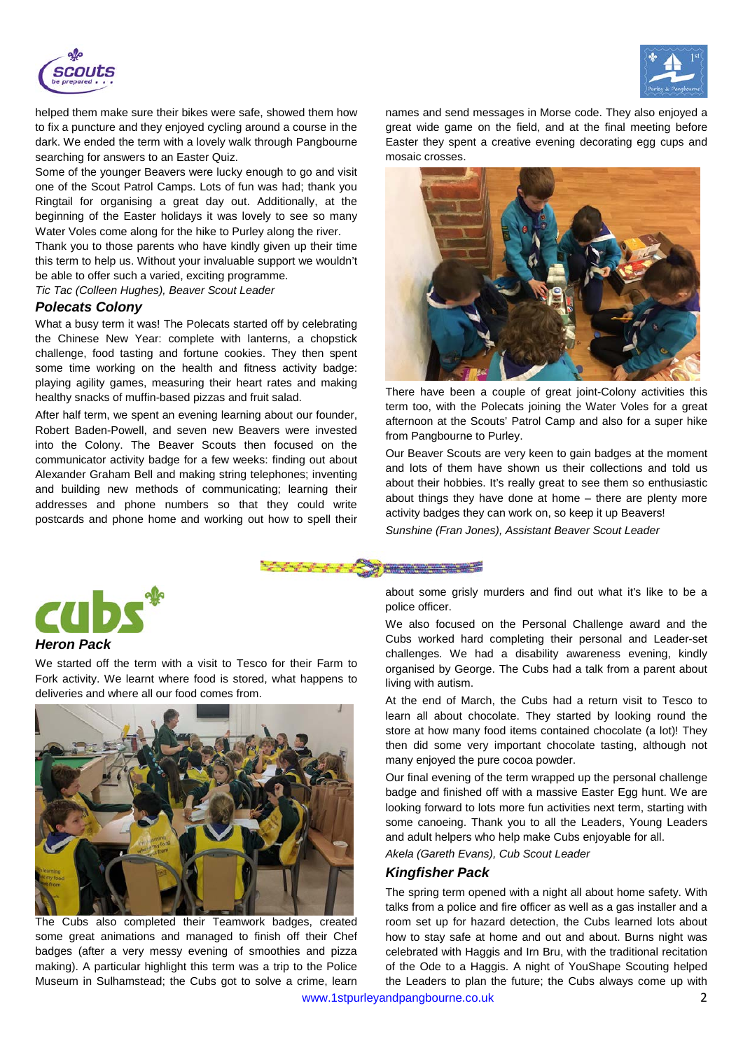helped them make sure their bikes were safe, showed them how to fix a puncture and they enjoyed cycling around a course in the dark. We ended the term with a lovely walk through Pangbourne searching for answers to an Easter Quiz.

Some of the younger Beavers were lucky enough to go and visit one of the Scout Patrol Camps. Lots of fun was had; thank you Ringtail for organising a great day out. Additionally, at the beginning of the Easter holidays it was lovely to see so many Water Voles come along for the hike to Purley along the river.

Thank you to those parents who have kindly given up their time this term to help us. Without your invaluable support we wouldn't be able to offer such a varied, exciting programme.

*Tic Tac (Colleen Hughes), Beaver Scout Leader*

### Polecats Colony

What a busy term it was! The Polecats started off by celebrating the Chinese New Year: complete with lanterns, a chopstick challenge, food tasting and fortune cookies. They then spent some time working on the health and fitness activity badge: playing agility games, measuring their heart rates and making healthy snacks of muffin-based pizzas and fruit salad.

After half term, we spent an evening learning about our founder, Robert Baden-Powell, and seven new Beavers were invested into the Colony. The Beaver Scouts then focused on the communicator activity badge for a few weeks: finding out about Alexander Graham Bell and making string telephones; inventing and building new methods of communicating; learning their addresses and phone numbers so that they could write postcards and phone home and working out how to spell their names and send messages in Morse code. They also enjoyed a great wide game on the field, and at the final meeting before Easter they spent a creative evening decorating egg cups and mosaic crosses.

There have been a couple of great joint-Colony activities this term too, with the Polecats joining the Water Voles for a great afternoon at the Scouts' Patrol Camp and also for a super hike from Pangbourne to Purley.

Our Beaver Scouts are very keen to gain badges at the moment and lots of them have shown us their collections and told us about their hobbies. It's really great to see them so enthusiastic about things they have done at home – there are plenty more activity badges they can work on, so keep it up Beavers!

*Sunshine (Fran Jones), Assistant Beaver Scout Leader*

## cubs

### Heron Pack

We started off the term with a visit to Tesco for their Farm to Fork activity. We learnt where food is stored, what happens to deliveries and where all our food comes from.

The Cubs also completed their Teamwork badges, created some great animations and managed to finish off their Chef badges (after a very messy evening of smoothies and pizza making). A particular highlight this term was a trip to the Police Museum in Sulhamstead; the Cubs got to solve a crime, learn about some grisly murders and find out what it's like to be a police officer.

We also focused on the Personal Challenge award and the Cubs worked hard completing their personal and Leader-set challenges. We had a disability awareness evening, kindly organised by George. The Cubs had a talk from a parent about living with autism.

At the end of March, the Cubs had a return visit to Tesco to learn all about chocolate. They started by looking round the store at how many food items contained chocolate (a lot)! They then did some very important chocolate tasting, although not many enjoyed the pure cocoa powder.

Our final evening of the term wrapped up the personal challenge badge and finished off with a massive Easter Egg hunt. We are looking forward to lots more fun activities next term, starting with some canoeing. Thank you to all the Leaders, Young Leaders and adult helpers who help make Cubs enjoyable for all.

*Akela (Gareth Evans), Cub Scout Leader*

### Kingfisher Pack

The spring term opened with a night all about home safety. With talks from a police and fire officer as well as a gas installer and a room set up for hazard detection, the Cubs learned lots about how to stay safe at home and out and about. Burns night was celebrated with Haggis and Irn Bru, with the traditional recitation of the Ode to a Haggis. A night of YouShape Scouting helped the Leaders to plan the future; the Cubs always come up with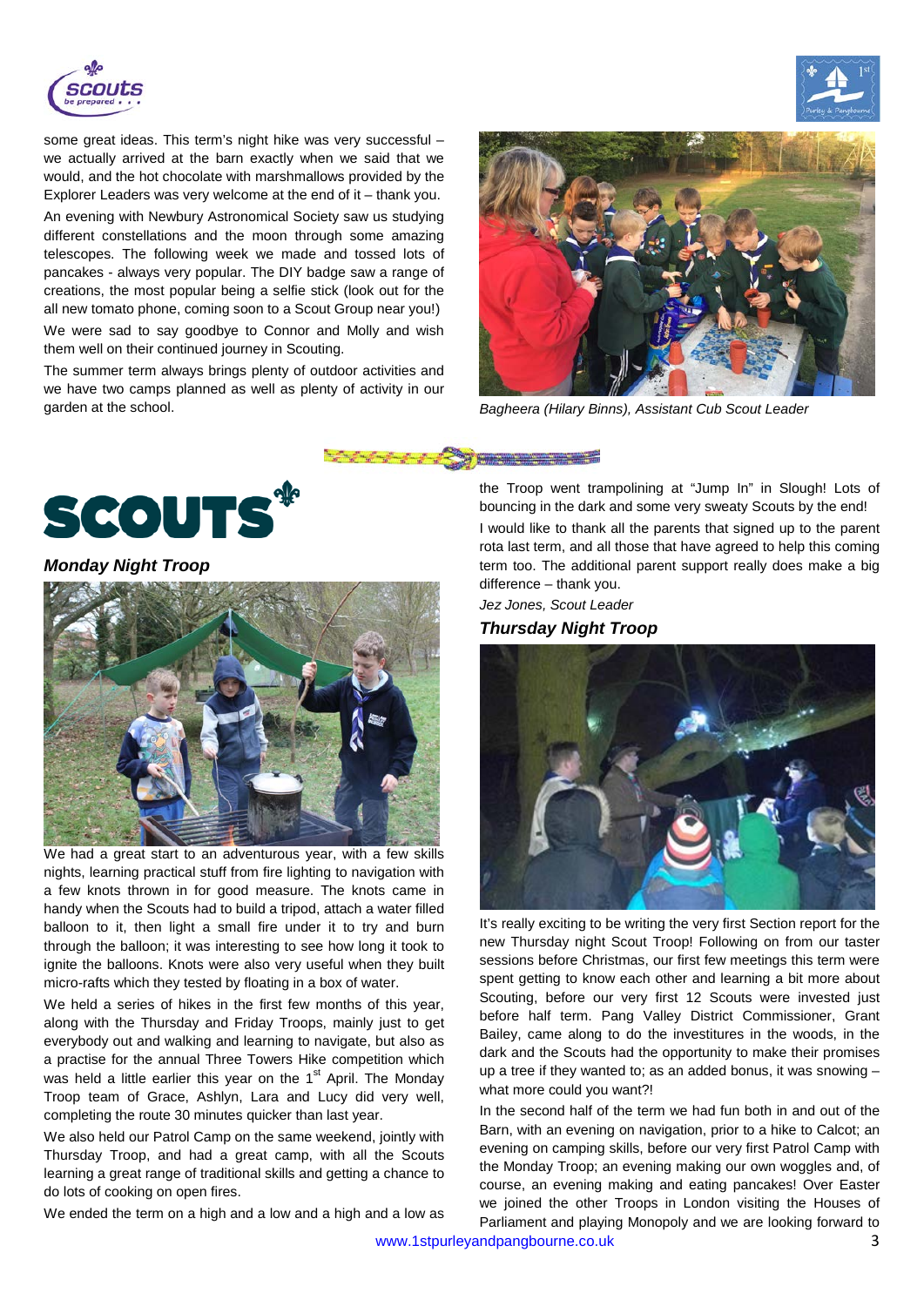some great ideas. This term's night hike was very successful – we actually arrived at the barn exactly when we said that we would, and the hot chocolate with marshmallows provided by the Explorer Leaders was very welcome at the end of it – thank you.

An evening with Newbury Astronomical Society saw us studying different constellations and the moon through some amazing telescopes. The following week we made and tossed lots of pancakes - always very popular. The DIY badge saw a range of creations, the most popular being a selfie stick (look out for the all new tomato phone, coming soon to a Scout Group near you!)

We were sad to say goodbye to Connor and Molly and wish them well on their continued journey in Scouting.

The summer term always brings plenty of outdoor activities and we have two camps planned as well as plenty of activity in our garden at the school.

*Bagheera (Hilary Binns), Assistant Cub Scout Leader*

# SCOUTS

## Monday Night Troop

We had a great start to an adventurous year, with a few skills nights, learning practical stuff from fire lighting to navigation with a few knots thrown in for good measure. The knots came in handy when the Scouts had to build a tripod, attach a water filled balloon to it, then light a small fire under it to try and burn through the balloon; it was interesting to see how long it took to ignite the balloons. Knots were also very useful when they built micro-rafts which they tested by floating in a box of water.

We held a series of hikes in the first few months of this year, along with the Thursday and Friday Troops, mainly just to get everybody out and walking and learning to navigate, but also as a practise for the annual Three Towers Hike competition which was held a little earlier this year on the 1st April. The Monday Troop team of Grace, Ashlyn, Lara and Lucy did very well, completing the route 30 minutes quicker than last year.

We also held our Patrol Camp on the same weekend, jointly with Thursday Troop, and had a great camp, with all the Scouts learning a great range of traditional skills and getting a chance to do lots of cooking on open fires.

We ended the term on a high and a low and a high and a low as the Troop went trampolining at "Jump In" in Slough! Lots of bouncing in the dark and some very sweaty Scouts by the end!

I would like to thank all the parents that signed up to the parent rota last term, and all those that have agreed to help this coming term too. The additional parent support really does make a big difference – thank you.

*Jez Jones, Scout Leader*

## Thursday Night Troop

It's really exciting to be writing the very first Section report for the new Thursday night Scout Troop! Following on from our taster sessions before Christmas, our first few meetings this term were spent getting to know each other and learning a bit more about Scouting, before our very first 12 Scouts were invested just before half term. Pang Valley District Commissioner, Grant Bailey, came along to do the investitures in the woods, in the dark and the Scouts had the opportunity to make their promises up a tree if they wanted to; as an added bonus, it was snowing – what more could you want?!

In the second half of the term we had fun both in and out of the Barn, with an evening on navigation, prior to a hike to Calcot; an evening on camping skills, before our very first Patrol Camp with the Monday Troop; an evening making our own woggles and, of course, an evening making and eating pancakes! Over Easter we joined the other Troops in London visiting the Houses of Parliament and playing Monopoly and we are looking forward to

www.1stpurleyandpangbourne.co.uk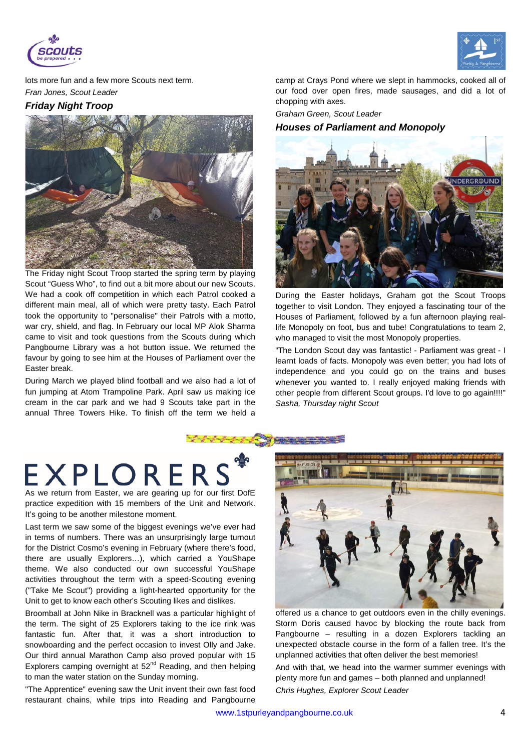lots more fun and a few more Scouts next term.

*Fran Jones, Scout Leader*

### *Friday Night Troop*

The Friday night Scout Troop started the spring term by playing Scout "Guess Who", to find out a bit more about our new Scouts. We had a cook off competition in which each Patrol cooked a different main meal, all of which were pretty tasty. Each Patrol took the opportunity to "personalise" their Patrols with a motto, war cry, shield, and flag. In February our local MP Alok Sharma came to visit and took questions from the Scouts during which Pangbourne Library was a hot button issue. We returned the favour by going to see him at the Houses of Parliament over the Easter break.

During March we played blind football and we also had a lot of fun jumping at Atom Trampoline Park. April saw us making ice cream in the car park and we had 9 Scouts take part in the annual Three Towers Hike. To finish off the term we held a camp at Crays Pond where we slept in hammocks, cooked all of our food over open fires, made sausages, and did a lot of chopping with axes.

*Graham Green, Scout Leader*

### *Houses of Parliament and Monopoly*

During the Easter holidays, Graham got the Scout Troops together to visit London. They enjoyed a fascinating tour of the Houses of Parliament, followed by a fun afternoon playing real-life Monopoly on foot, bus and tube! Congratulations to team 2, who managed to visit the most Monopoly properties.

"The London Scout day was fantastic! - Parliament was great - I learnt loads of facts. Monopoly was even better; you had lots of independence and you could go on the trains and buses whenever you wanted to. I really enjoyed making friends with other people from different Scout groups. I'd love to go again!!!!"

*Sasha, Thursday night Scout*

# EXPLORERS

As we return from Easter, we are gearing up for our first DofE practice expedition with 15 members of the Unit and Network. It's going to be another milestone moment.

Last term we saw some of the biggest evenings we've ever had in terms of numbers. There was an unsurprisingly large turnout for the District Cosmo's evening in February (where there's food, there are usually Explorers…), which carried a YouShape theme. We also conducted our own successful YouShape activities throughout the term with a speed-Scouting evening ("Take Me Scout") providing a light-hearted opportunity for the Unit to get to know each other's Scouting likes and dislikes.

Broomball at John Nike in Bracknell was a particular highlight of the term. The sight of 25 Explorers taking to the ice rink was fantastic fun. After that, it was a short introduction to snowboarding and the perfect occasion to invest Olly and Jake. Our third annual Marathon Camp also proved popular with 15 Explorers camping overnight at 52nd Reading, and then helping to man the water station on the Sunday morning.

"The Apprentice" evening saw the Unit invent their own fast food restaurant chains, while trips into Reading and Pangbourne offered us a chance to get outdoors even in the chilly evenings. Storm Doris caused havoc by blocking the route back from Pangbourne – resulting in a dozen Explorers tackling an unexpected obstacle course in the form of a fallen tree. It's the unplanned activities that often deliver the best memories!

And with that, we head into the warmer summer evenings with plenty more fun and games – both planned and unplanned!

*Chris Hughes, Explorer Scout Leader*

www.1stpurleyandpangbourne.co.uk